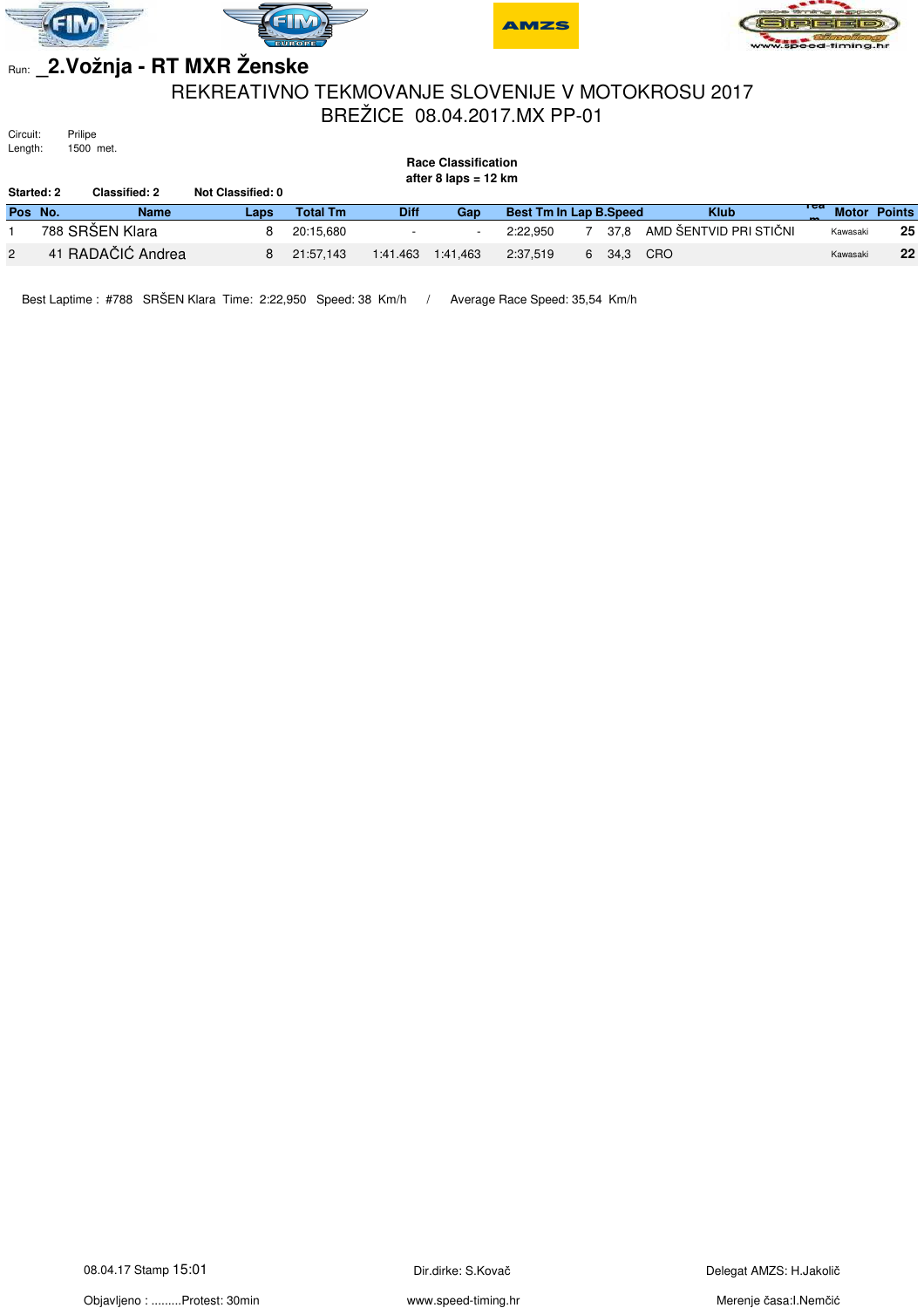Run: **_2.Vožnja - RT MXR Ženske**

# REKREATIVNO TEKMOVANJE SLOVENIJE V MOTOKROSU 2017

## BREŽICE 08.04.2017.MX PP-01

Circuit: Prilipe
Length: 1500 met.

**Race Classification**
**after 8 laps = 12 km**

**Started: 2** **Classified: 2** **Not Classified: 0**

| Pos | No. | Name | Laps | Total Tm | Diff | Gap | Best Tm | In Lap | B.Speed | Klub | Team | Motor | Points |
|---|---|---|---|---|---|---|---|---|---|---|---|---|---|
| 1 | 788 | SRŠEN Klara | 8 | 20:15,680 | - | - | 2:22,950 | 7 | 37,8 | AMD ŠENTVID PRI STIČNI | | Kawasaki | 25 |
| 2 | 41 | RADAČIĆ Andrea | 8 | 21:57,143 | 1:41.463 | 1:41,463 | 2:37,519 | 6 | 34,3 | CRO | | Kawasaki | 22 |

Best Laptime : #788 SRŠEN Klara Time: 2:22,950 Speed: 38 Km/h / Average Race Speed: 35,54 Km/h

08.04.17 Stamp 15:01 | Dir.dirke: S.Kovač | Delegat AMZS: H.Jakolič

Objavljeno : .........Protest: 30min | www.speed-timing.hr | Merenje časa:I.Nemčić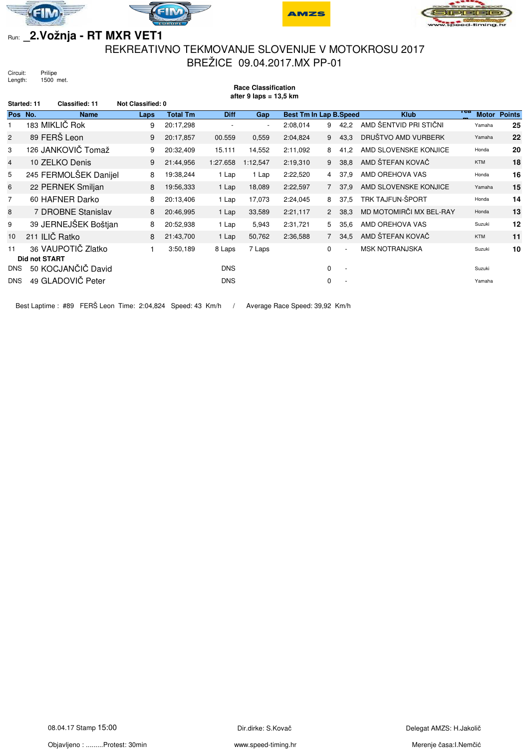Run: **_2.Vožnja - RT MXR VET1**

# REKREATIVNO TEKMOVANJE SLOVENIJE V MOTOKROSU 2017

## BREŽICE 09.04.2017.MX PP-01

Circuit: Prilipe
Length: 1500 met.

**Race Classification**
**after 9 laps = 13,5 km**

**Started: 11** **Classified: 11** **Not Classified: 0**

| Pos | No. | Name | Laps | Total Tm | Diff | Gap | Best Tm | In Lap | B.Speed | Klub | Team | Motor | Points |
|---|---|---|---|---|---|---|---|---|---|---|---|---|---|
| 1 | 183 | MIKLIČ Rok | 9 | 20:17,298 | - | - | 2:08,014 | 9 | 42,2 | AMD ŠENTVID PRI STIČNI | | Yamaha | 25 |
| 2 | 89 | FERŠ Leon | 9 | 20:17,857 | 00.559 | 0,559 | 2:04,824 | 9 | 43,3 | DRUŠTVO AMD VURBERK | | Yamaha | 22 |
| 3 | 126 | JANKOVIČ Tomaž | 9 | 20:32,409 | 15.111 | 14,552 | 2:11,092 | 8 | 41,2 | AMD SLOVENSKE KONJICE | | Honda | 20 |
| 4 | 10 | ZELKO Denis | 9 | 21:44,956 | 1:27.658 | 1:12,547 | 2:19,310 | 9 | 38,8 | AMD ŠTEFAN KOVAČ | | KTM | 18 |
| 5 | 245 | FERMOLŠEK Danijel | 8 | 19:38,244 | 1 Lap | 1 Lap | 2:22,520 | 4 | 37,9 | AMD OREHOVA VAS | | Honda | 16 |
| 6 | 22 | PERNEK Smiljan | 8 | 19:56,333 | 1 Lap | 18,089 | 2:22,597 | 7 | 37,9 | AMD SLOVENSKE KONJICE | | Yamaha | 15 |
| 7 | 60 | HAFNER Darko | 8 | 20:13,406 | 1 Lap | 17,073 | 2:24,045 | 8 | 37,5 | TRK TAJFUN-ŠPORT | | Honda | 14 |
| 8 | 7 | DROBNE Stanislav | 8 | 20:46,995 | 1 Lap | 33,589 | 2:21,117 | 2 | 38,3 | MD MOTOMIRČI MX BEL-RAY | | Honda | 13 |
| 9 | 39 | JERNEJŠEK Boštjan | 8 | 20:52,938 | 1 Lap | 5,943 | 2:31,721 | 5 | 35,6 | AMD OREHOVA VAS | | Suzuki | 12 |
| 10 | 211 | ILIČ Ratko | 8 | 21:43,700 | 1 Lap | 50,762 | 2:36,588 | 7 | 34,5 | AMD ŠTEFAN KOVAČ | | KTM | 11 |
| 11 | 36 | VAUPOTIČ Zlatko | 1 | 3:50,189 | 8 Laps | 7 Laps | | 0 | - | MSK NOTRANJSKA | | Suzuki | 10 |
| **Did not START** | | | | | | | | | | | | | |
| DNS | 50 | KOCJANČIČ David | | | DNS | | | 0 | - | | | Suzuki | |
| DNS | 49 | GLADOVIČ Peter | | | DNS | | | 0 | - | | | Yamaha | |

Best Laptime : #89 FERŠ Leon Time: 2:04,824 Speed: 43 Km/h / Average Race Speed: 39,92 Km/h

08.04.17 Stamp 15:00 Dir.dirke: S.Kovač Delegat AMZS: H.Jakolič

Objavljeno : .........Protest: 30min www.speed-timing.hr Merenje časa:I.Nemčić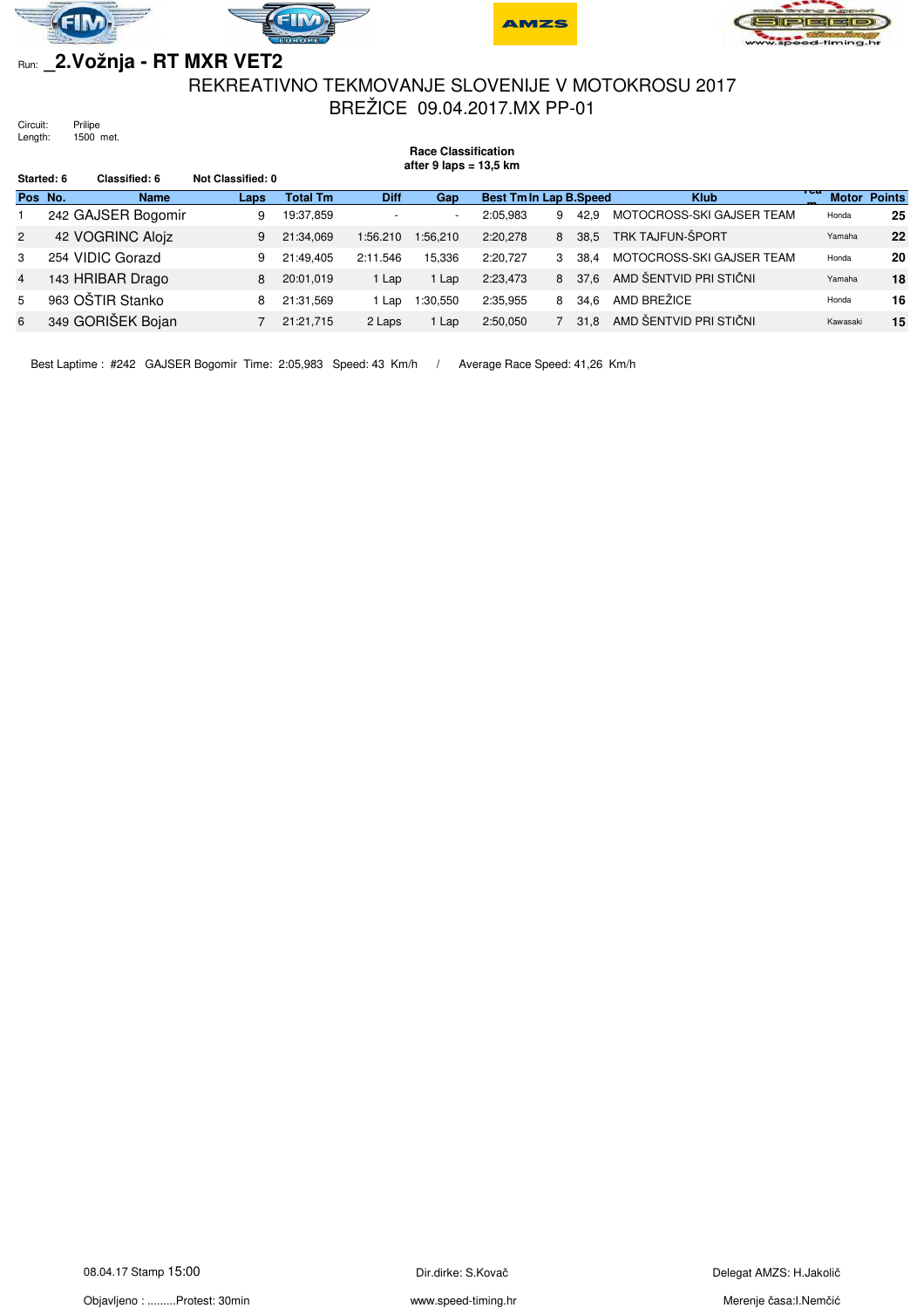Run: **_2.Vožnja - RT MXR VET2**

## REKREATIVNO TEKMOVANJE SLOVENIJE V MOTOKROSU 2017

## BREŽICE 09.04.2017.MX PP-01

Circuit: Prilipe
Length: 1500 met.

**Race Classification**
**after 9 laps = 13,5 km**

**Started: 6** **Classified: 6** **Not Classified: 0**

| Pos | No. | Name | Laps | Total Tm | Diff | Gap | Best Tm | In Lap | B.Speed | Klub | Motor | Points |
|---|---|---|---|---|---|---|---|---|---|---|---|---|
| 1 | 242 | GAJSER Bogomir | 9 | 19:37,859 | - | - | 2:05,983 | 9 | 42,9 | MOTOCROSS-SKI GAJSER TEAM | Honda | 25 |
| 2 | 42 | VOGRINC Alojz | 9 | 21:34,069 | 1:56.210 | 1:56,210 | 2:20,278 | 8 | 38,5 | TRK TAJFUN-ŠPORT | Yamaha | 22 |
| 3 | 254 | VIDIC Gorazd | 9 | 21:49,405 | 2:11.546 | 15,336 | 2:20,727 | 3 | 38,4 | MOTOCROSS-SKI GAJSER TEAM | Honda | 20 |
| 4 | 143 | HRIBAR Drago | 8 | 20:01,019 | 1 Lap | 1 Lap | 2:23,473 | 8 | 37,6 | AMD ŠENTVID PRI STIČNI | Yamaha | 18 |
| 5 | 963 | OŠTIR Stanko | 8 | 21:31,569 | 1 Lap | 1:30,550 | 2:35,955 | 8 | 34,6 | AMD BREŽICE | Honda | 16 |
| 6 | 349 | GORIŠEK Bojan | 7 | 21:21,715 | 2 Laps | 1 Lap | 2:50,050 | 7 | 31,8 | AMD ŠENTVID PRI STIČNI | Kawasaki | 15 |

Best Laptime : #242 GAJSER Bogomir Time: 2:05,983 Speed: 43 Km/h / Average Race Speed: 41,26 Km/h

08.04.17 Stamp 15:00 Dir.dirke: S.Kovač Delegat AMZS: H.Jakolič

Objavljeno : .........Protest: 30min www.speed-timing.hr Merenje časa:I.Nemčić